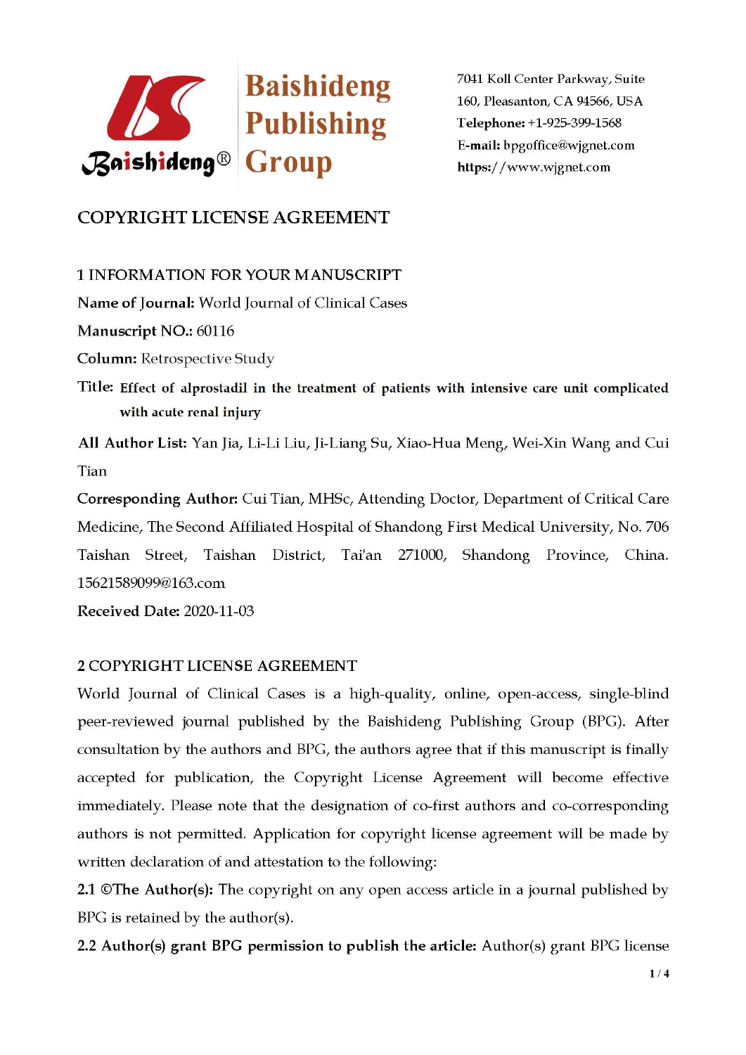Baishideng Publishing Group

7041 Koll Center Parkway, Suite 160, Pleasanton, CA 94566, USA
**Telephone:** +1-925-399-1568
**E-mail:** bpgoffice@wjgnet.com
**https://www.wjgnet.com**

# COPYRIGHT LICENSE AGREEMENT

## 1 INFORMATION FOR YOUR MANUSCRIPT

**Name of Journal:** World Journal of Clinical Cases

**Manuscript NO.:** 60116

**Column:** Retrospective Study

**Title:** **Effect of alprostadil in the treatment of patients with intensive care unit complicated with acute renal injury**

**All Author List:** Yan Jia, Li-Li Liu, Ji-Liang Su, Xiao-Hua Meng, Wei-Xin Wang and Cui Tian

**Corresponding Author:** Cui Tian, MHSc, Attending Doctor, Department of Critical Care Medicine, The Second Affiliated Hospital of Shandong First Medical University, No. 706 Taishan Street, Taishan District, Tai'an 271000, Shandong Province, China. 15621589099@163.com

**Received Date:** 2020-11-03

## 2 COPYRIGHT LICENSE AGREEMENT

World Journal of Clinical Cases is a high-quality, online, open-access, single-blind peer-reviewed journal published by the Baishideng Publishing Group (BPG). After consultation by the authors and BPG, the authors agree that if this manuscript is finally accepted for publication, the Copyright License Agreement will become effective immediately. Please note that the designation of co-first authors and co-corresponding authors is not permitted. Application for copyright license agreement will be made by written declaration of and attestation to the following:

**2.1 ©The Author(s):** The copyright on any open access article in a journal published by BPG is retained by the author(s).

**2.2 Author(s) grant BPG permission to publish the article:** Author(s) grant BPG license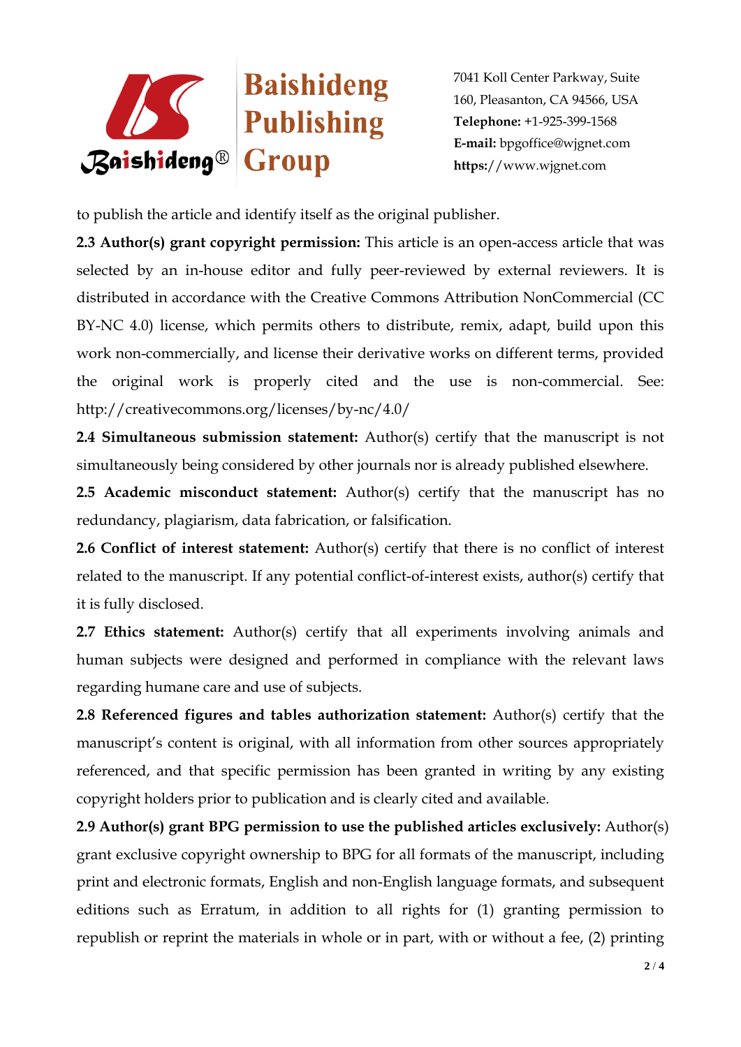to publish the article and identify itself as the original publisher.

**2.3 Author(s) grant copyright permission:** This article is an open-access article that was selected by an in-house editor and fully peer-reviewed by external reviewers. It is distributed in accordance with the Creative Commons Attribution NonCommercial (CC BY-NC 4.0) license, which permits others to distribute, remix, adapt, build upon this work non-commercially, and license their derivative works on different terms, provided the original work is properly cited and the use is non-commercial. See: http://creativecommons.org/licenses/by-nc/4.0/

**2.4 Simultaneous submission statement:** Author(s) certify that the manuscript is not simultaneously being considered by other journals nor is already published elsewhere.

**2.5 Academic misconduct statement:** Author(s) certify that the manuscript has no redundancy, plagiarism, data fabrication, or falsification.

**2.6 Conflict of interest statement:** Author(s) certify that there is no conflict of interest related to the manuscript. If any potential conflict-of-interest exists, author(s) certify that it is fully disclosed.

**2.7 Ethics statement:** Author(s) certify that all experiments involving animals and human subjects were designed and performed in compliance with the relevant laws regarding humane care and use of subjects.

**2.8 Referenced figures and tables authorization statement:** Author(s) certify that the manuscript's content is original, with all information from other sources appropriately referenced, and that specific permission has been granted in writing by any existing copyright holders prior to publication and is clearly cited and available.

**2.9 Author(s) grant BPG permission to use the published articles exclusively:** Author(s) grant exclusive copyright ownership to BPG for all formats of the manuscript, including print and electronic formats, English and non-English language formats, and subsequent editions such as Erratum, in addition to all rights for (1) granting permission to republish or reprint the materials in whole or in part, with or without a fee, (2) printing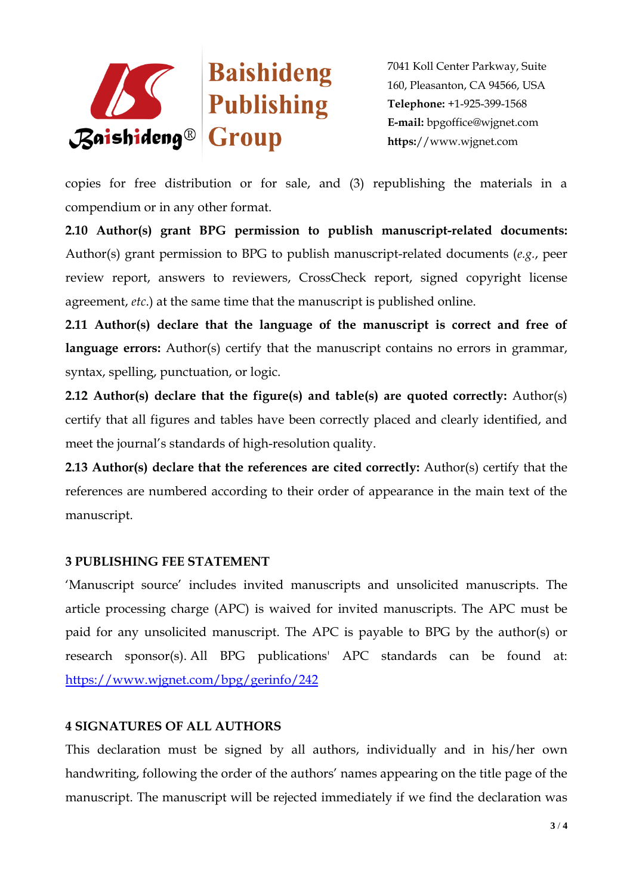copies for free distribution or for sale, and (3) republishing the materials in a compendium or in any other format.

**2.10 Author(s) grant BPG permission to publish manuscript-related documents:** Author(s) grant permission to BPG to publish manuscript-related documents (*e.g.*, peer review report, answers to reviewers, CrossCheck report, signed copyright license agreement, *etc*.) at the same time that the manuscript is published online.

**2.11 Author(s) declare that the language of the manuscript is correct and free of language errors:** Author(s) certify that the manuscript contains no errors in grammar, syntax, spelling, punctuation, or logic.

**2.12 Author(s) declare that the figure(s) and table(s) are quoted correctly:** Author(s) certify that all figures and tables have been correctly placed and clearly identified, and meet the journal's standards of high-resolution quality.

**2.13 Author(s) declare that the references are cited correctly:** Author(s) certify that the references are numbered according to their order of appearance in the main text of the manuscript.

## 3 PUBLISHING FEE STATEMENT

'Manuscript source' includes invited manuscripts and unsolicited manuscripts. The article processing charge (APC) is waived for invited manuscripts. The APC must be paid for any unsolicited manuscript. The APC is payable to BPG by the author(s) or research sponsor(s). All BPG publications' APC standards can be found at: https://www.wjgnet.com/bpg/gerinfo/242

## 4 SIGNATURES OF ALL AUTHORS

This declaration must be signed by all authors, individually and in his/her own handwriting, following the order of the authors' names appearing on the title page of the manuscript. The manuscript will be rejected immediately if we find the declaration was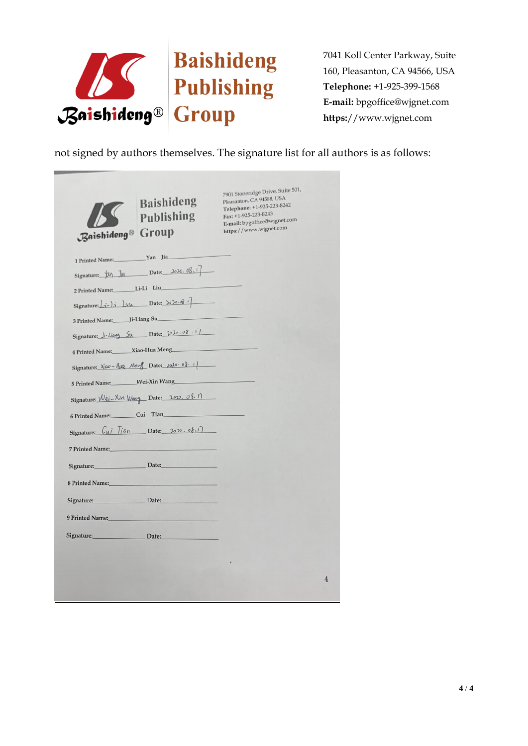not signed by authors themselves. The signature list for all authors is as follows:

Baishideng Publishing Group

7901 Stoneridge Drive, Suite 501, Pleasanton, CA 94588, USA
**Telephone:** +1-925-223-8242
**Fax:** +1-925-223-8243
**E-mail:** bpgoffice@wjgnet.com
https://www.wjgnet.com

1 Printed Name: Yan Jia
Signature: Yan Jia Date: 2020. 08. 17

2 Printed Name: Li-Li Liu
Signature: Li-Li Liu Date: 2020.08.17

3 Printed Name: Ji-Liang Su
Signature: Ji-Liang Su Date: 2020.08.17

4 Printed Name: Xiao-Hua Meng
Signature: Xiao-Hua Meng Date: 2020.08.17

5 Printed Name: Wei-Xin Wang
Signature: Wei-Xin Wang Date: 2020. 08. 17

6 Printed Name: Cui Tian
Signature: Cui Tian Date: 2020. 08.17

7 Printed Name:
Signature: Date:

8 Printed Name:
Signature: Date:

9 Printed Name:
Signature: Date: